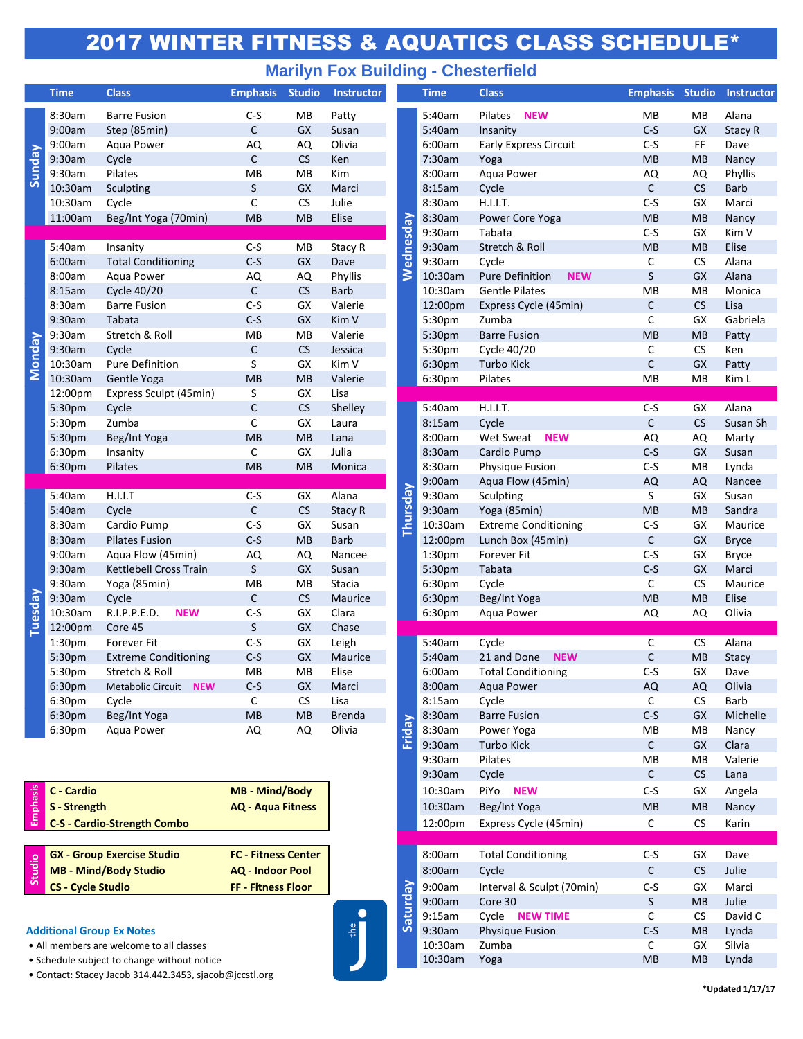# 2017 WINTER FITNESS & AQUATICS CLASS SCHEDULE*

## Marilyn Fox Building - Chesterfield

| Day | Time | Class | Emphasis | Studio | Instructor |
|---|---|---|---|---|---|
| Sunday | 8:30am | Barre Fusion | C-S | MB | Patty |
| Sunday | 9:00am | Step (85min) | C | GX | Susan |
| Sunday | 9:00am | Aqua Power | AQ | AQ | Olivia |
| Sunday | 9:30am | Cycle | C | CS | Ken |
| Sunday | 9:30am | Pilates | MB | MB | Kim |
| Sunday | 10:30am | Sculpting | S | GX | Marci |
| Sunday | 10:30am | Cycle | C | CS | Julie |
| Sunday | 11:00am | Beg/Int Yoga (70min) | MB | MB | Elise |
| Monday | 5:40am | Insanity | C-S | MB | Stacy R |
| Monday | 6:00am | Total Conditioning | C-S | GX | Dave |
| Monday | 8:00am | Aqua Power | AQ | AQ | Phyllis |
| Monday | 8:15am | Cycle 40/20 | C | CS | Barb |
| Monday | 8:30am | Barre Fusion | C-S | GX | Valerie |
| Monday | 9:30am | Tabata | C-S | GX | Kim V |
| Monday | 9:30am | Stretch & Roll | MB | MB | Valerie |
| Monday | 9:30am | Cycle | C | CS | Jessica |
| Monday | 10:30am | Pure Definition | S | GX | Kim V |
| Monday | 10:30am | Gentle Yoga | MB | MB | Valerie |
| Monday | 12:00pm | Express Sculpt (45min) | S | GX | Lisa |
| Monday | 5:30pm | Cycle | C | CS | Shelley |
| Monday | 5:30pm | Zumba | C | GX | Laura |
| Monday | 5:30pm | Beg/Int Yoga | MB | MB | Lana |
| Monday | 6:30pm | Insanity | C | GX | Julia |
| Monday | 6:30pm | Pilates | MB | MB | Monica |
| Tuesday | 5:40am | H.I.I.T | C-S | GX | Alana |
| Tuesday | 5:40am | Cycle | C | CS | Stacy R |
| Tuesday | 8:30am | Cardio Pump | C-S | GX | Susan |
| Tuesday | 8:30am | Pilates Fusion | C-S | MB | Barb |
| Tuesday | 9:00am | Aqua Flow (45min) | AQ | AQ | Nancee |
| Tuesday | 9:30am | Kettlebell Cross Train | S | GX | Susan |
| Tuesday | 9:30am | Yoga (85min) | MB | MB | Stacia |
| Tuesday | 9:30am | Cycle | C | CS | Maurice |
| Tuesday | 10:30am | R.I.P.P.E.D. **NEW** | C-S | GX | Clara |
| Tuesday | 12:00pm | Core 45 | S | GX | Chase |
| Tuesday | 1:30pm | Forever Fit | C-S | GX | Leigh |
| Tuesday | 5:30pm | Extreme Conditioning | C-S | GX | Maurice |
| Tuesday | 5:30pm | Stretch & Roll | MB | MB | Elise |
| Tuesday | 6:30pm | Metabolic Circuit **NEW** | C-S | GX | Marci |
| Tuesday | 6:30pm | Cycle | C | CS | Lisa |
| Tuesday | 6:30pm | Beg/Int Yoga | MB | MB | Brenda |
| Tuesday | 6:30pm | Aqua Power | AQ | AQ | Olivia |
| Wednesday | 5:40am | Pilates **NEW** | MB | MB | Alana |
| Wednesday | 5:40am | Insanity | C-S | GX | Stacy R |
| Wednesday | 6:00am | Early Express Circuit | C-S | FF | Dave |
| Wednesday | 7:30am | Yoga | MB | MB | Nancy |
| Wednesday | 8:00am | Aqua Power | AQ | AQ | Phyllis |
| Wednesday | 8:15am | Cycle | C | CS | Barb |
| Wednesday | 8:30am | H.I.I.T. | C-S | GX | Marci |
| Wednesday | 8:30am | Power Core Yoga | MB | MB | Nancy |
| Wednesday | 9:30am | Tabata | C-S | GX | Kim V |
| Wednesday | 9:30am | Stretch & Roll | MB | MB | Elise |
| Wednesday | 9:30am | Cycle | C | CS | Alana |
| Wednesday | 10:30am | Pure Definition **NEW** | S | GX | Alana |
| Wednesday | 10:30am | Gentle Pilates | MB | MB | Monica |
| Wednesday | 12:00pm | Express Cycle (45min) | C | CS | Lisa |
| Wednesday | 5:30pm | Zumba | C | GX | Gabriela |
| Wednesday | 5:30pm | Barre Fusion | MB | MB | Patty |
| Wednesday | 5:30pm | Cycle 40/20 | C | CS | Ken |
| Wednesday | 6:30pm | Turbo Kick | C | GX | Patty |
| Wednesday | 6:30pm | Pilates | MB | MB | Kim L |
| Thursday | 5:40am | H.I.I.T. | C-S | GX | Alana |
| Thursday | 8:15am | Cycle | C | CS | Susan Sh |
| Thursday | 8:00am | Wet Sweat **NEW** | AQ | AQ | Marty |
| Thursday | 8:30am | Cardio Pump | C-S | GX | Susan |
| Thursday | 8:30am | Physique Fusion | C-S | MB | Lynda |
| Thursday | 9:00am | Aqua Flow (45min) | AQ | AQ | Nancee |
| Thursday | 9:30am | Sculpting | S | GX | Susan |
| Thursday | 9:30am | Yoga (85min) | MB | MB | Sandra |
| Thursday | 10:30am | Extreme Conditioning | C-S | GX | Maurice |
| Thursday | 12:00pm | Lunch Box (45min) | C | GX | Bryce |
| Thursday | 1:30pm | Forever Fit | C-S | GX | Bryce |
| Thursday | 5:30pm | Tabata | C-S | GX | Marci |
| Thursday | 6:30pm | Cycle | C | CS | Maurice |
| Thursday | 6:30pm | Beg/Int Yoga | MB | MB | Elise |
| Thursday | 6:30pm | Aqua Power | AQ | AQ | Olivia |
| Friday | 5:40am | Cycle | C | CS | Alana |
| Friday | 5:40am | 21 and Done **NEW** | C | MB | Stacy |
| Friday | 6:00am | Total Conditioning | C-S | GX | Dave |
| Friday | 8:00am | Aqua Power | AQ | AQ | Olivia |
| Friday | 8:15am | Cycle | C | CS | Barb |
| Friday | 8:30am | Barre Fusion | C-S | GX | Michelle |
| Friday | 8:30am | Power Yoga | MB | MB | Nancy |
| Friday | 9:30am | Turbo Kick | C | GX | Clara |
| Friday | 9:30am | Pilates | MB | MB | Valerie |
| Friday | 9:30am | Cycle | C | CS | Lana |
| Friday | 10:30am | PiYo **NEW** | C-S | GX | Angela |
| Friday | 10:30am | Beg/Int Yoga | MB | MB | Nancy |
| Friday | 12:00pm | Express Cycle (45min) | C | CS | Karin |
| Saturday | 8:00am | Total Conditioning | C-S | GX | Dave |
| Saturday | 8:00am | Cycle | C | CS | Julie |
| Saturday | 9:00am | Interval & Sculpt (70min) | C-S | GX | Marci |
| Saturday | 9:00am | Core 30 | S | MB | Julie |
| Saturday | 9:15am | Cycle **NEW TIME** | C | CS | David C |
| Saturday | 9:30am | Physique Fusion | C-S | MB | Lynda |
| Saturday | 10:30am | Zumba | C | GX | Silvia |
| Saturday | 10:30am | Yoga | MB | MB | Lynda |

**Emphasis**

| | |
|---|---|
| C - Cardio | MB - Mind/Body |
| S - Strength | AQ - Aqua Fitness |
| C-S - Cardio-Strength Combo | |

**Studio**

| | |
|---|---|
| GX - Group Exercise Studio | FC - Fitness Center |
| MB - Mind/Body Studio | AQ - Indoor Pool |
| CS - Cycle Studio | FF - Fitness Floor |

### Additional Group Ex Notes

- All members are welcome to all classes
- Schedule subject to change without notice
- Contact: Stacey Jacob 314.442.3453, sjacob@jccstl.org

*Updated 1/17/17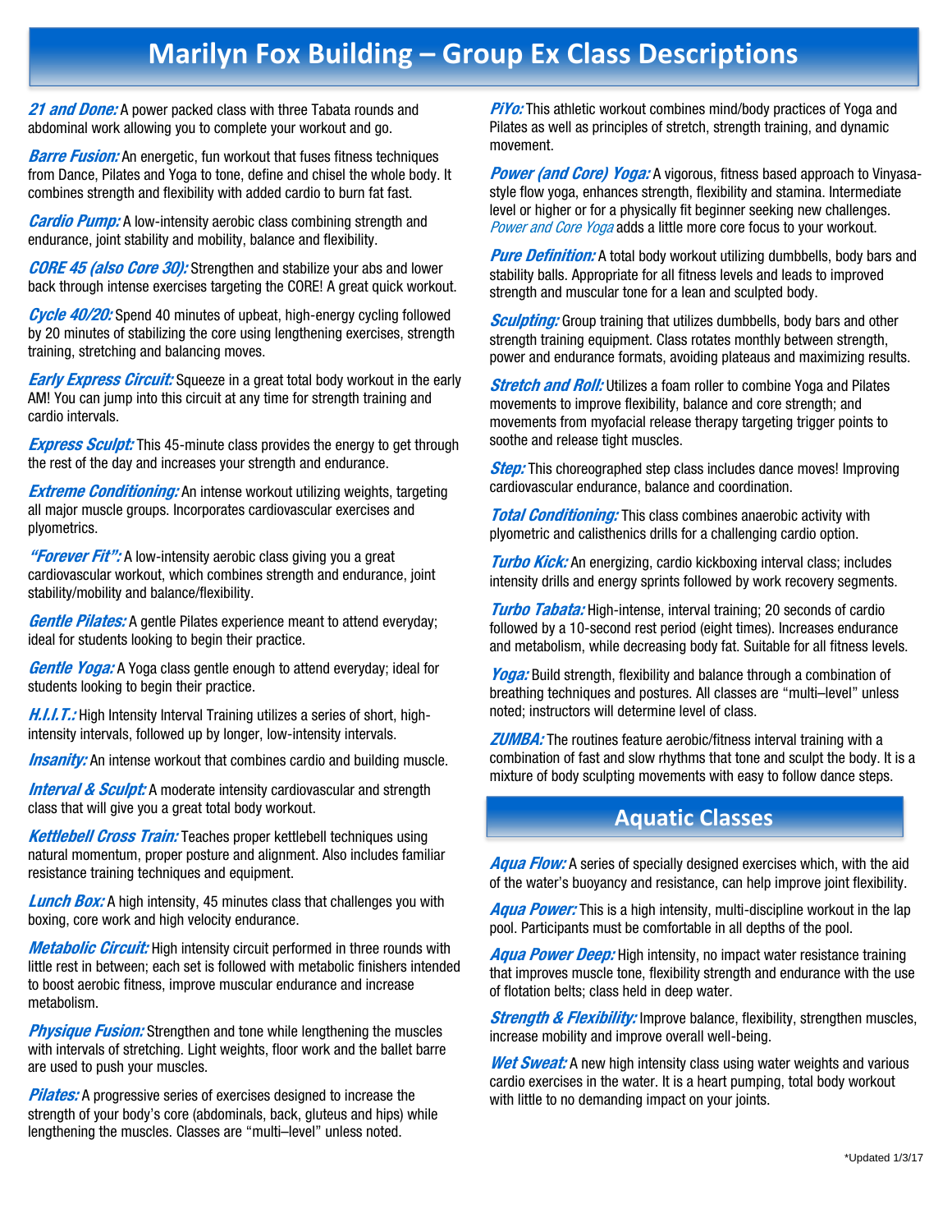# Marilyn Fox Building – Group Ex Class Descriptions

***21 and Done:*** A power packed class with three Tabata rounds and abdominal work allowing you to complete your workout and go.

***Barre Fusion:*** An energetic, fun workout that fuses fitness techniques from Dance, Pilates and Yoga to tone, define and chisel the whole body. It combines strength and flexibility with added cardio to burn fat fast.

***Cardio Pump:*** A low-intensity aerobic class combining strength and endurance, joint stability and mobility, balance and flexibility.

***CORE 45 (also Core 30):*** Strengthen and stabilize your abs and lower back through intense exercises targeting the CORE! A great quick workout.

***Cycle 40/20:*** Spend 40 minutes of upbeat, high-energy cycling followed by 20 minutes of stabilizing the core using lengthening exercises, strength training, stretching and balancing moves.

***Early Express Circuit:*** Squeeze in a great total body workout in the early AM! You can jump into this circuit at any time for strength training and cardio intervals.

***Express Sculpt:*** This 45-minute class provides the energy to get through the rest of the day and increases your strength and endurance.

***Extreme Conditioning:*** An intense workout utilizing weights, targeting all major muscle groups. Incorporates cardiovascular exercises and plyometrics.

***"Forever Fit":*** A low-intensity aerobic class giving you a great cardiovascular workout, which combines strength and endurance, joint stability/mobility and balance/flexibility.

***Gentle Pilates:*** A gentle Pilates experience meant to attend everyday; ideal for students looking to begin their practice.

***Gentle Yoga:*** A Yoga class gentle enough to attend everyday; ideal for students looking to begin their practice.

***H.I.I.T.:*** High Intensity Interval Training utilizes a series of short, high-intensity intervals, followed up by longer, low-intensity intervals.

***Insanity:*** An intense workout that combines cardio and building muscle.

***Interval & Sculpt:*** A moderate intensity cardiovascular and strength class that will give you a great total body workout.

***Kettlebell Cross Train:*** Teaches proper kettlebell techniques using natural momentum, proper posture and alignment. Also includes familiar resistance training techniques and equipment.

***Lunch Box:*** A high intensity, 45 minutes class that challenges you with boxing, core work and high velocity endurance.

***Metabolic Circuit:*** High intensity circuit performed in three rounds with little rest in between; each set is followed with metabolic finishers intended to boost aerobic fitness, improve muscular endurance and increase metabolism.

***Physique Fusion:*** Strengthen and tone while lengthening the muscles with intervals of stretching. Light weights, floor work and the ballet barre are used to push your muscles.

***Pilates:*** A progressive series of exercises designed to increase the strength of your body's core (abdominals, back, gluteus and hips) while lengthening the muscles. Classes are "multi–level" unless noted.

***PiYo:*** This athletic workout combines mind/body practices of Yoga and Pilates as well as principles of stretch, strength training, and dynamic movement.

***Power (and Core) Yoga:*** A vigorous, fitness based approach to Vinyasa-style flow yoga, enhances strength, flexibility and stamina. Intermediate level or higher or for a physically fit beginner seeking new challenges. *Power and Core Yoga* adds a little more core focus to your workout.

***Pure Definition:*** A total body workout utilizing dumbbells, body bars and stability balls. Appropriate for all fitness levels and leads to improved strength and muscular tone for a lean and sculpted body.

***Sculpting:*** Group training that utilizes dumbbells, body bars and other strength training equipment. Class rotates monthly between strength, power and endurance formats, avoiding plateaus and maximizing results.

***Stretch and Roll:*** Utilizes a foam roller to combine Yoga and Pilates movements to improve flexibility, balance and core strength; and movements from myofacial release therapy targeting trigger points to soothe and release tight muscles.

***Step:*** This choreographed step class includes dance moves! Improving cardiovascular endurance, balance and coordination.

***Total Conditioning:*** This class combines anaerobic activity with plyometric and calisthenics drills for a challenging cardio option.

***Turbo Kick:*** An energizing, cardio kickboxing interval class; includes intensity drills and energy sprints followed by work recovery segments.

***Turbo Tabata:*** High-intense, interval training; 20 seconds of cardio followed by a 10-second rest period (eight times). Increases endurance and metabolism, while decreasing body fat. Suitable for all fitness levels.

***Yoga:*** Build strength, flexibility and balance through a combination of breathing techniques and postures. All classes are "multi–level" unless noted; instructors will determine level of class.

***ZUMBA:*** The routines feature aerobic/fitness interval training with a combination of fast and slow rhythms that tone and sculpt the body. It is a mixture of body sculpting movements with easy to follow dance steps.

## Aquatic Classes

***Aqua Flow:*** A series of specially designed exercises which, with the aid of the water's buoyancy and resistance, can help improve joint flexibility.

***Aqua Power:*** This is a high intensity, multi-discipline workout in the lap pool. Participants must be comfortable in all depths of the pool.

***Aqua Power Deep:*** High intensity, no impact water resistance training that improves muscle tone, flexibility strength and endurance with the use of flotation belts; class held in deep water.

***Strength & Flexibility:*** Improve balance, flexibility, strengthen muscles, increase mobility and improve overall well-being.

***Wet Sweat:*** A new high intensity class using water weights and various cardio exercises in the water. It is a heart pumping, total body workout with little to no demanding impact on your joints.

*Updated 1/3/17